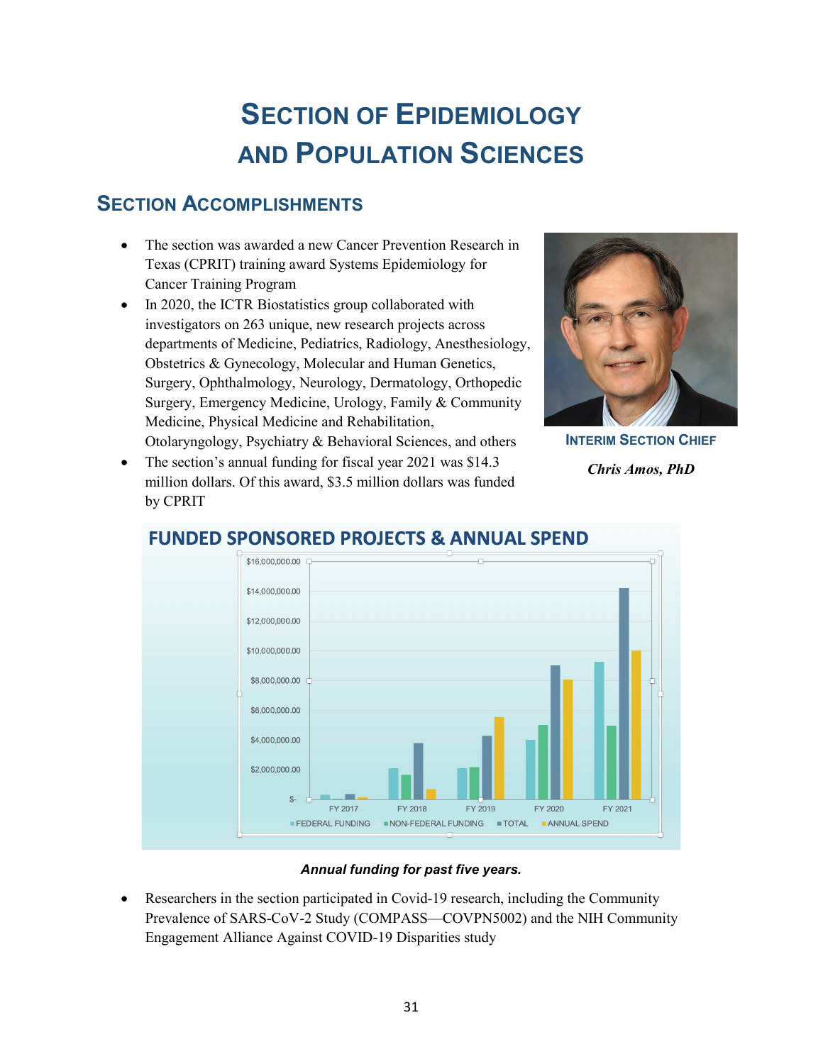# Section of Epidemiology and Population Sciences

## Section Accomplishments

- The section was awarded a new Cancer Prevention Research in Texas (CPRIT) training award Systems Epidemiology for Cancer Training Program
- In 2020, the ICTR Biostatistics group collaborated with investigators on 263 unique, new research projects across departments of Medicine, Pediatrics, Radiology, Anesthesiology, Obstetrics & Gynecology, Molecular and Human Genetics, Surgery, Ophthalmology, Neurology, Dermatology, Orthopedic Surgery, Emergency Medicine, Urology, Family & Community Medicine, Physical Medicine and Rehabilitation, Otolaryngology, Psychiatry & Behavioral Sciences, and others
- The section's annual funding for fiscal year 2021 was $14.3 million dollars. Of this award, $3.5 million dollars was funded by CPRIT

**Interim Section Chief**

***Chris Amos, PhD***

**FUNDED SPONSORED PROJECTS & ANNUAL SPEND**

***Annual funding for past five years.***

- Researchers in the section participated in Covid-19 research, including the Community Prevalence of SARS-CoV-2 Study (COMPASS—COVPN5002) and the NIH Community Engagement Alliance Against COVID-19 Disparities study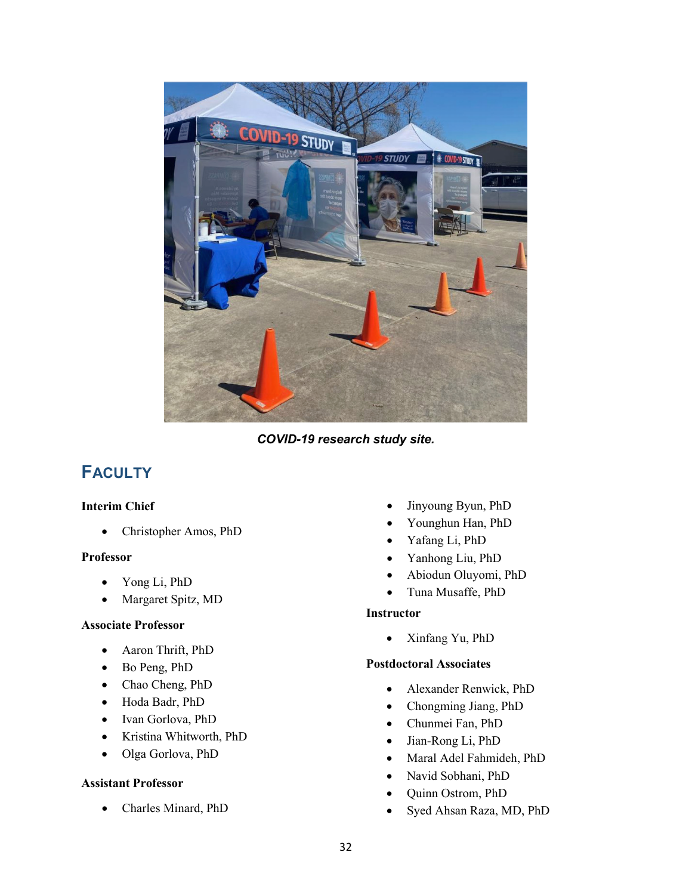*COVID-19 research study site.*

## FACULTY

**Interim Chief**

- Christopher Amos, PhD

**Professor**

- Yong Li, PhD
- Margaret Spitz, MD

**Associate Professor**

- Aaron Thrift, PhD
- Bo Peng, PhD
- Chao Cheng, PhD
- Hoda Badr, PhD
- Ivan Gorlova, PhD
- Kristina Whitworth, PhD
- Olga Gorlova, PhD

**Assistant Professor**

- Charles Minard, PhD
- Jinyoung Byun, PhD
- Younghun Han, PhD
- Yafang Li, PhD
- Yanhong Liu, PhD
- Abiodun Oluyomi, PhD
- Tuna Musaffe, PhD

**Instructor**

- Xinfang Yu, PhD

**Postdoctoral Associates**

- Alexander Renwick, PhD
- Chongming Jiang, PhD
- Chunmei Fan, PhD
- Jian-Rong Li, PhD
- Maral Adel Fahmideh, PhD
- Navid Sobhani, PhD
- Quinn Ostrom, PhD
- Syed Ahsan Raza, MD, PhD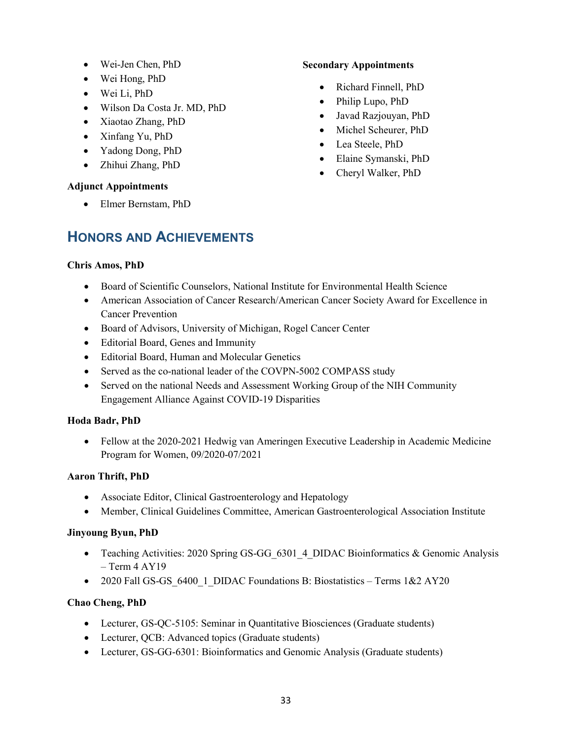- Wei-Jen Chen, PhD
- Wei Hong, PhD
- Wei Li, PhD
- Wilson Da Costa Jr. MD, PhD
- Xiaotao Zhang, PhD
- Xinfang Yu, PhD
- Yadong Dong, PhD
- Zhihui Zhang, PhD

**Adjunct Appointments**

- Elmer Bernstam, PhD

**Secondary Appointments**

- Richard Finnell, PhD
- Philip Lupo, PhD
- Javad Razjouyan, PhD
- Michel Scheurer, PhD
- Lea Steele, PhD
- Elaine Symanski, PhD
- Cheryl Walker, PhD

## Honors and Achievements

**Chris Amos, PhD**

- Board of Scientific Counselors, National Institute for Environmental Health Science
- American Association of Cancer Research/American Cancer Society Award for Excellence in Cancer Prevention
- Board of Advisors, University of Michigan, Rogel Cancer Center
- Editorial Board, Genes and Immunity
- Editorial Board, Human and Molecular Genetics
- Served as the co-national leader of the COVPN-5002 COMPASS study
- Served on the national Needs and Assessment Working Group of the NIH Community Engagement Alliance Against COVID-19 Disparities

**Hoda Badr, PhD**

- Fellow at the 2020-2021 Hedwig van Ameringen Executive Leadership in Academic Medicine Program for Women, 09/2020-07/2021

**Aaron Thrift, PhD**

- Associate Editor, Clinical Gastroenterology and Hepatology
- Member, Clinical Guidelines Committee, American Gastroenterological Association Institute

**Jinyoung Byun, PhD**

- Teaching Activities: 2020 Spring GS-GG_6301_4_DIDAC Bioinformatics & Genomic Analysis – Term 4 AY19
- 2020 Fall GS-GS_6400_1_DIDAC Foundations B: Biostatistics – Terms 1&2 AY20

**Chao Cheng, PhD**

- Lecturer, GS-QC-5105: Seminar in Quantitative Biosciences (Graduate students)
- Lecturer, QCB: Advanced topics (Graduate students)
- Lecturer, GS-GG-6301: Bioinformatics and Genomic Analysis (Graduate students)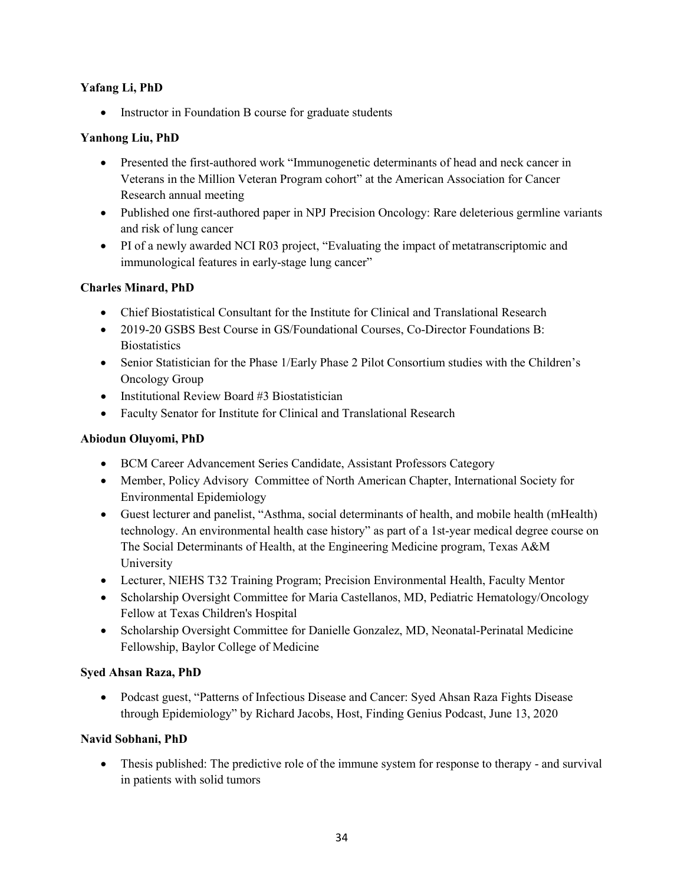**Yafang Li, PhD**

- Instructor in Foundation B course for graduate students

**Yanhong Liu, PhD**

- Presented the first-authored work "Immunogenetic determinants of head and neck cancer in Veterans in the Million Veteran Program cohort" at the American Association for Cancer Research annual meeting
- Published one first-authored paper in NPJ Precision Oncology: Rare deleterious germline variants and risk of lung cancer
- PI of a newly awarded NCI R03 project, "Evaluating the impact of metatranscriptomic and immunological features in early-stage lung cancer"

**Charles Minard, PhD**

- Chief Biostatistical Consultant for the Institute for Clinical and Translational Research
- 2019-20 GSBS Best Course in GS/Foundational Courses, Co-Director Foundations B: Biostatistics
- Senior Statistician for the Phase 1/Early Phase 2 Pilot Consortium studies with the Children's Oncology Group
- Institutional Review Board #3 Biostatistician
- Faculty Senator for Institute for Clinical and Translational Research

**Abiodun Oluyomi, PhD**

- BCM Career Advancement Series Candidate, Assistant Professors Category
- Member, Policy Advisory Committee of North American Chapter, International Society for Environmental Epidemiology
- Guest lecturer and panelist, "Asthma, social determinants of health, and mobile health (mHealth) technology. An environmental health case history" as part of a 1st-year medical degree course on The Social Determinants of Health, at the Engineering Medicine program, Texas A&M University
- Lecturer, NIEHS T32 Training Program; Precision Environmental Health, Faculty Mentor
- Scholarship Oversight Committee for Maria Castellanos, MD, Pediatric Hematology/Oncology Fellow at Texas Children's Hospital
- Scholarship Oversight Committee for Danielle Gonzalez, MD, Neonatal-Perinatal Medicine Fellowship, Baylor College of Medicine

**Syed Ahsan Raza, PhD**

- Podcast guest, "Patterns of Infectious Disease and Cancer: Syed Ahsan Raza Fights Disease through Epidemiology" by Richard Jacobs, Host, Finding Genius Podcast, June 13, 2020

**Navid Sobhani, PhD**

- Thesis published: The predictive role of the immune system for response to therapy - and survival in patients with solid tumors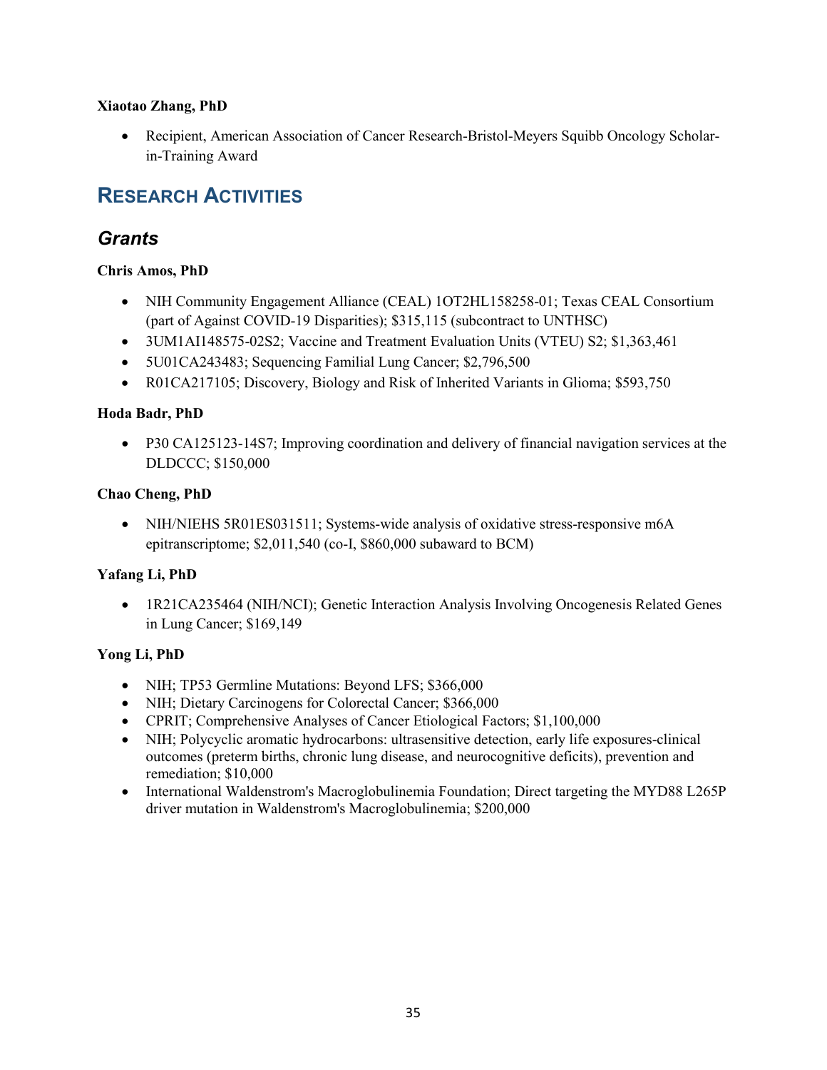**Xiaotao Zhang, PhD**

- Recipient, American Association of Cancer Research-Bristol-Meyers Squibb Oncology Scholar-in-Training Award

## RESEARCH ACTIVITIES

### *Grants*

**Chris Amos, PhD**

- NIH Community Engagement Alliance (CEAL) 1OT2HL158258-01; Texas CEAL Consortium (part of Against COVID-19 Disparities); $315,115 (subcontract to UNTHSC)
- 3UM1AI148575-02S2; Vaccine and Treatment Evaluation Units (VTEU) S2; $1,363,461
- 5U01CA243483; Sequencing Familial Lung Cancer; $2,796,500
- R01CA217105; Discovery, Biology and Risk of Inherited Variants in Glioma; $593,750

**Hoda Badr, PhD**

- P30 CA125123-14S7; Improving coordination and delivery of financial navigation services at the DLDCCC; $150,000

**Chao Cheng, PhD**

- NIH/NIEHS 5R01ES031511; Systems-wide analysis of oxidative stress-responsive m6A epitranscriptome; $2,011,540 (co-I, $860,000 subaward to BCM)

**Yafang Li, PhD**

- 1R21CA235464 (NIH/NCI); Genetic Interaction Analysis Involving Oncogenesis Related Genes in Lung Cancer; $169,149

**Yong Li, PhD**

- NIH; TP53 Germline Mutations: Beyond LFS; $366,000
- NIH; Dietary Carcinogens for Colorectal Cancer; $366,000
- CPRIT; Comprehensive Analyses of Cancer Etiological Factors; $1,100,000
- NIH; Polycyclic aromatic hydrocarbons: ultrasensitive detection, early life exposures-clinical outcomes (preterm births, chronic lung disease, and neurocognitive deficits), prevention and remediation; $10,000
- International Waldenstrom's Macroglobulinemia Foundation; Direct targeting the MYD88 L265P driver mutation in Waldenstrom's Macroglobulinemia; $200,000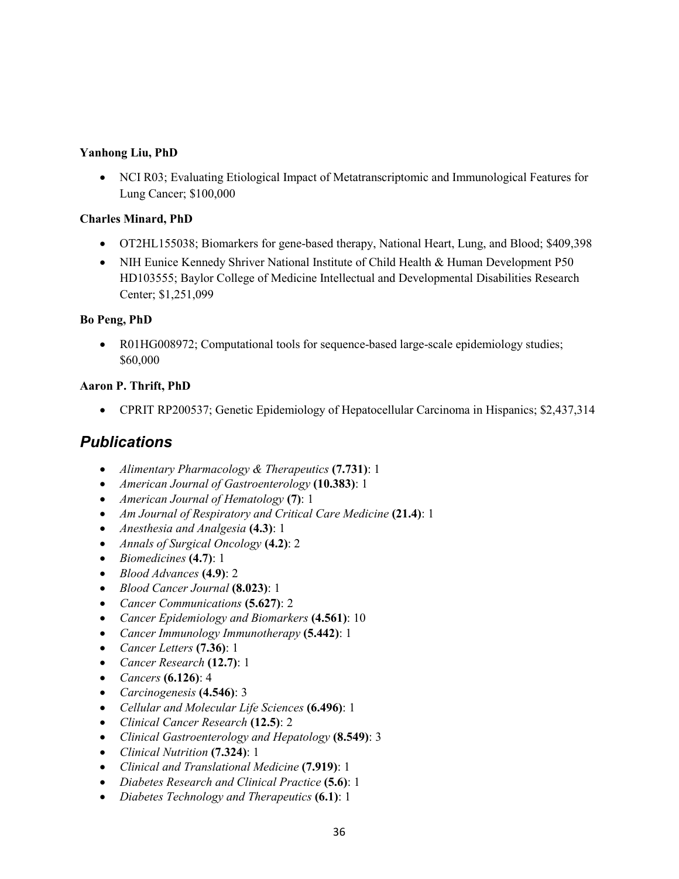**Yanhong Liu, PhD**

- NCI R03; Evaluating Etiological Impact of Metatranscriptomic and Immunological Features for Lung Cancer; $100,000

**Charles Minard, PhD**

- OT2HL155038; Biomarkers for gene-based therapy, National Heart, Lung, and Blood; $409,398
- NIH Eunice Kennedy Shriver National Institute of Child Health & Human Development P50 HD103555; Baylor College of Medicine Intellectual and Developmental Disabilities Research Center; $1,251,099

**Bo Peng, PhD**

- R01HG008972; Computational tools for sequence-based large-scale epidemiology studies; $60,000

**Aaron P. Thrift, PhD**

- CPRIT RP200537; Genetic Epidemiology of Hepatocellular Carcinoma in Hispanics; $2,437,314

## *Publications*

- *Alimentary Pharmacology & Therapeutics* **(7.731)**: 1
- *American Journal of Gastroenterology* **(10.383)**: 1
- *American Journal of Hematology* **(7)**: 1
- *Am Journal of Respiratory and Critical Care Medicine* **(21.4)**: 1
- *Anesthesia and Analgesia* **(4.3)**: 1
- *Annals of Surgical Oncology* **(4.2)**: 2
- *Biomedicines* **(4.7)**: 1
- *Blood Advances* **(4.9)**: 2
- *Blood Cancer Journal* **(8.023)**: 1
- *Cancer Communications* **(5.627)**: 2
- *Cancer Epidemiology and Biomarkers* **(4.561)**: 10
- *Cancer Immunology Immunotherapy* **(5.442)**: 1
- *Cancer Letters* **(7.36)**: 1
- *Cancer Research* **(12.7)**: 1
- *Cancers* **(6.126)**: 4
- *Carcinogenesis* **(4.546)**: 3
- *Cellular and Molecular Life Sciences* **(6.496)**: 1
- *Clinical Cancer Research* **(12.5)**: 2
- *Clinical Gastroenterology and Hepatology* **(8.549)**: 3
- *Clinical Nutrition* **(7.324)**: 1
- *Clinical and Translational Medicine* **(7.919)**: 1
- *Diabetes Research and Clinical Practice* **(5.6)**: 1
- *Diabetes Technology and Therapeutics* **(6.1)**: 1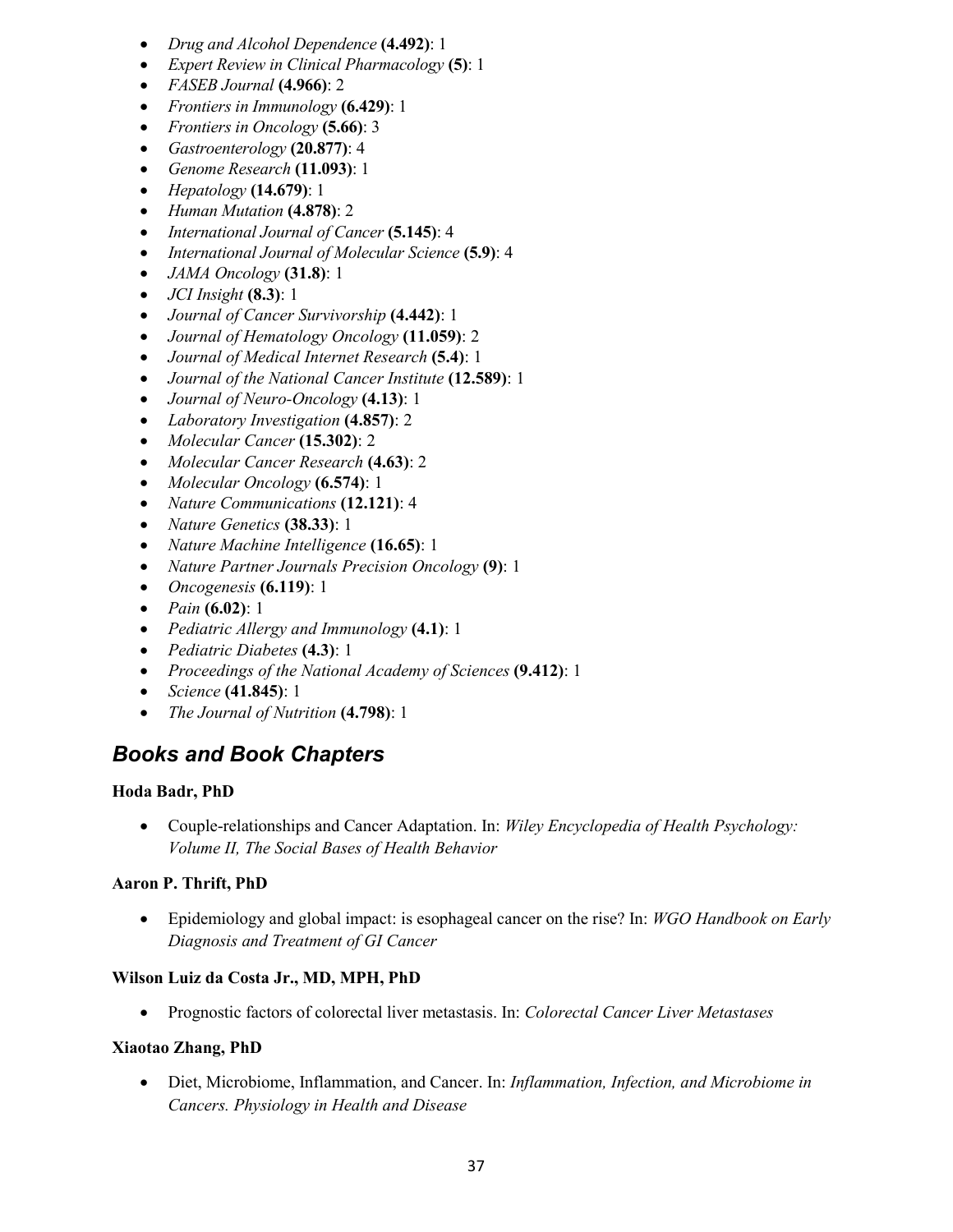- *Drug and Alcohol Dependence* **(4.492)**: 1
- *Expert Review in Clinical Pharmacology* **(5)**: 1
- *FASEB Journal* **(4.966)**: 2
- *Frontiers in Immunology* **(6.429)**: 1
- *Frontiers in Oncology* **(5.66)**: 3
- *Gastroenterology* **(20.877)**: 4
- *Genome Research* **(11.093)**: 1
- *Hepatology* **(14.679)**: 1
- *Human Mutation* **(4.878)**: 2
- *International Journal of Cancer* **(5.145)**: 4
- *International Journal of Molecular Science* **(5.9)**: 4
- *JAMA Oncology* **(31.8)**: 1
- *JCI Insight* **(8.3)**: 1
- *Journal of Cancer Survivorship* **(4.442)**: 1
- *Journal of Hematology Oncology* **(11.059)**: 2
- *Journal of Medical Internet Research* **(5.4)**: 1
- *Journal of the National Cancer Institute* **(12.589)**: 1
- *Journal of Neuro-Oncology* **(4.13)**: 1
- *Laboratory Investigation* **(4.857)**: 2
- *Molecular Cancer* **(15.302)**: 2
- *Molecular Cancer Research* **(4.63)**: 2
- *Molecular Oncology* **(6.574)**: 1
- *Nature Communications* **(12.121)**: 4
- *Nature Genetics* **(38.33)**: 1
- *Nature Machine Intelligence* **(16.65)**: 1
- *Nature Partner Journals Precision Oncology* **(9)**: 1
- *Oncogenesis* **(6.119)**: 1
- *Pain* **(6.02)**: 1
- *Pediatric Allergy and Immunology* **(4.1)**: 1
- *Pediatric Diabetes* **(4.3)**: 1
- *Proceedings of the National Academy of Sciences* **(9.412)**: 1
- *Science* **(41.845)**: 1
- *The Journal of Nutrition* **(4.798)**: 1

## *Books and Book Chapters*

**Hoda Badr, PhD**

- Couple-relationships and Cancer Adaptation. In: *Wiley Encyclopedia of Health Psychology: Volume II, The Social Bases of Health Behavior*

**Aaron P. Thrift, PhD**

- Epidemiology and global impact: is esophageal cancer on the rise? In: *WGO Handbook on Early Diagnosis and Treatment of GI Cancer*

**Wilson Luiz da Costa Jr., MD, MPH, PhD**

- Prognostic factors of colorectal liver metastasis. In: *Colorectal Cancer Liver Metastases*

**Xiaotao Zhang, PhD**

- Diet, Microbiome, Inflammation, and Cancer. In: *Inflammation, Infection, and Microbiome in Cancers. Physiology in Health and Disease*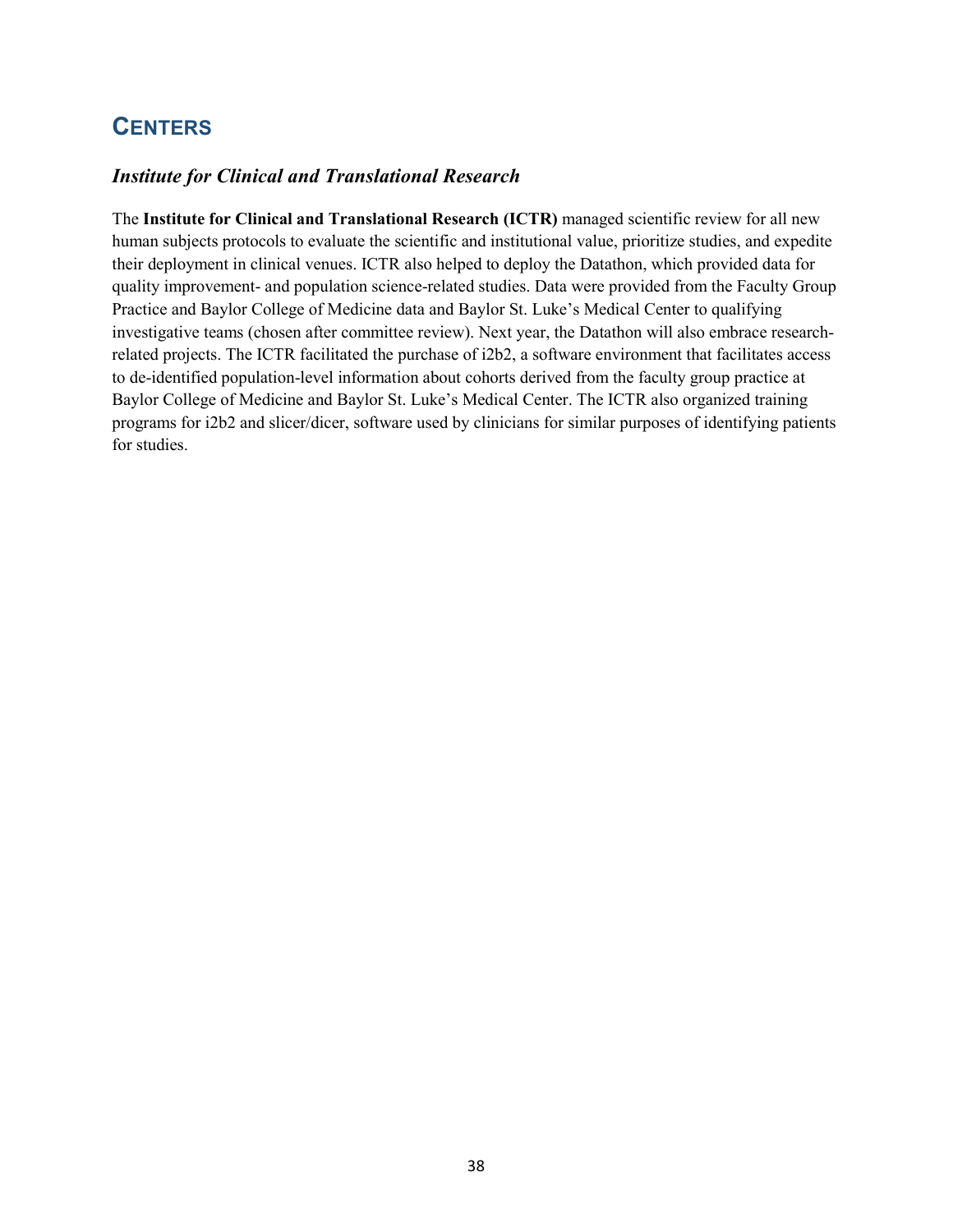## CENTERS

### *Institute for Clinical and Translational Research*

The **Institute for Clinical and Translational Research (ICTR)** managed scientific review for all new human subjects protocols to evaluate the scientific and institutional value, prioritize studies, and expedite their deployment in clinical venues. ICTR also helped to deploy the Datathon, which provided data for quality improvement- and population science-related studies. Data were provided from the Faculty Group Practice and Baylor College of Medicine data and Baylor St. Luke's Medical Center to qualifying investigative teams (chosen after committee review). Next year, the Datathon will also embrace research-related projects. The ICTR facilitated the purchase of i2b2, a software environment that facilitates access to de-identified population-level information about cohorts derived from the faculty group practice at Baylor College of Medicine and Baylor St. Luke's Medical Center. The ICTR also organized training programs for i2b2 and slicer/dicer, software used by clinicians for similar purposes of identifying patients for studies.